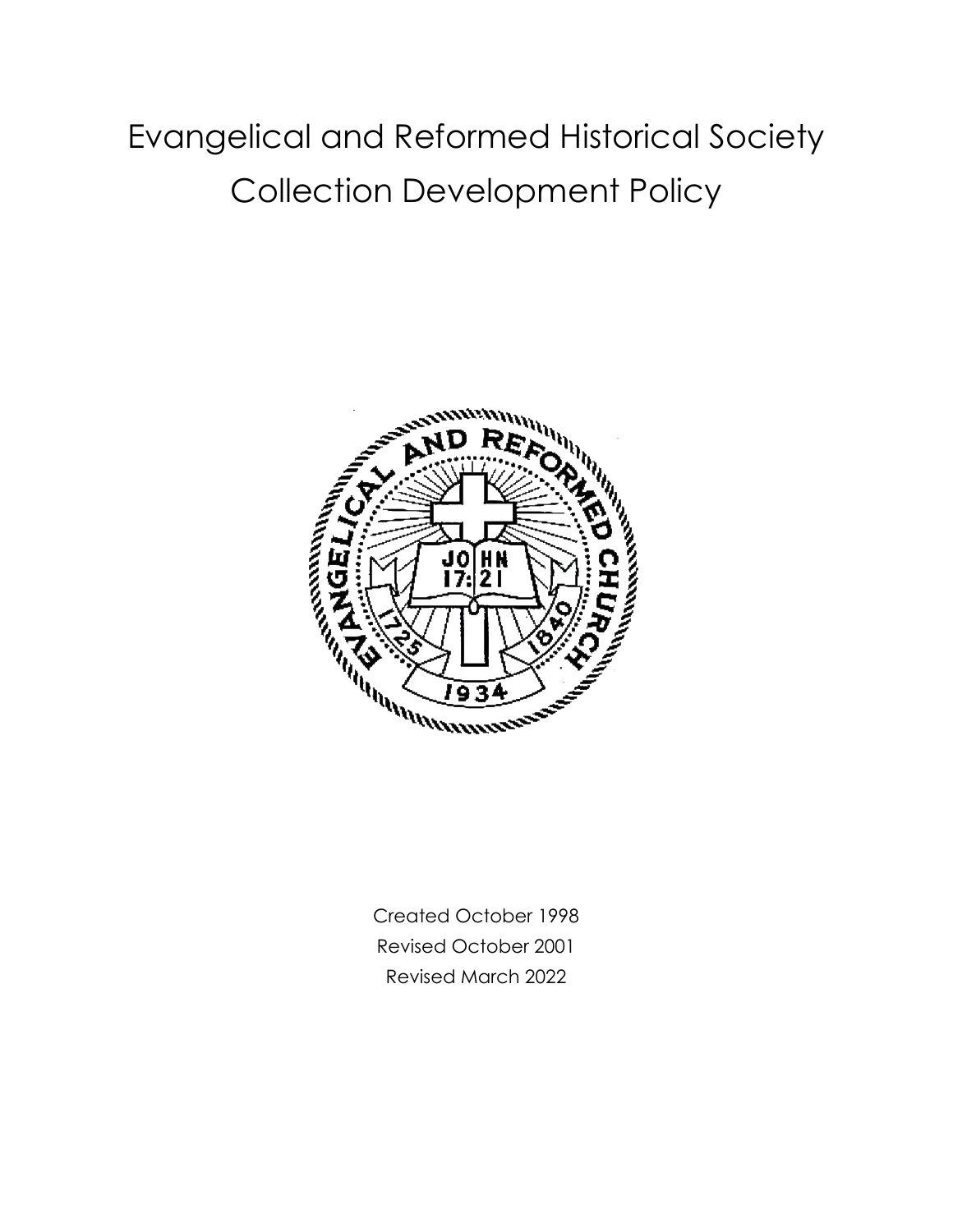# Evangelical and Reformed Historical Society
# Collection Development Policy

Created October 1998

Revised October 2001

Revised March 2022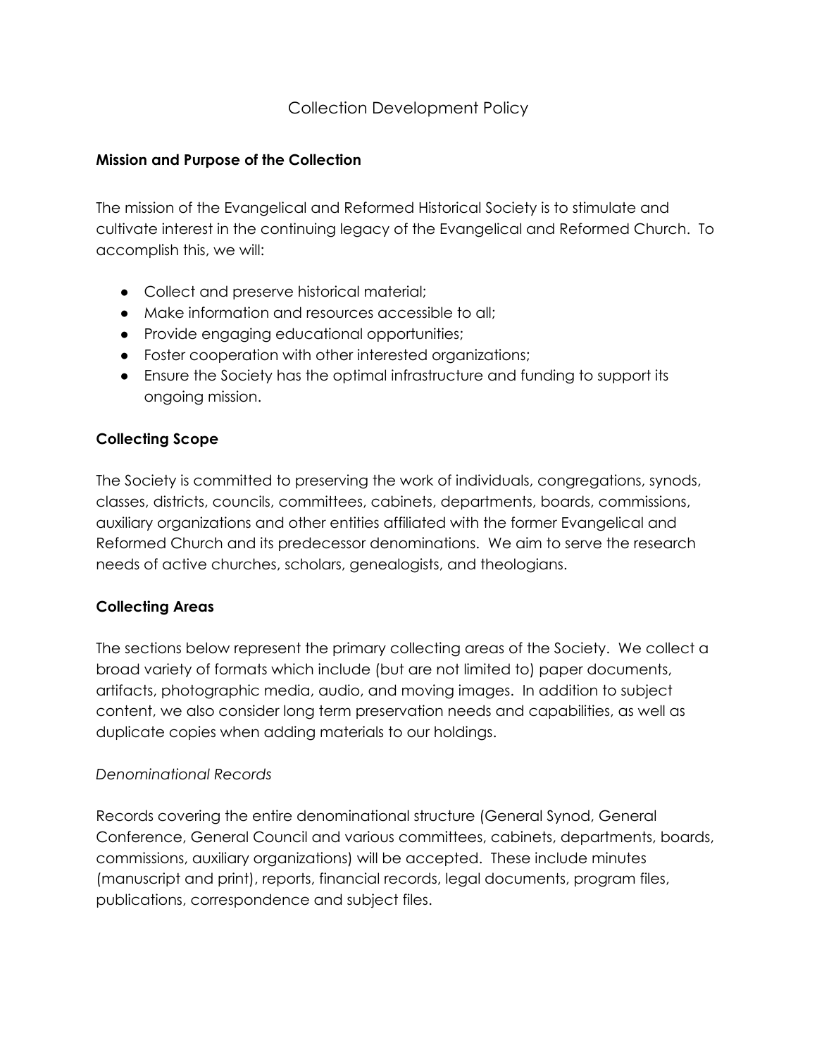# Collection Development Policy

## Mission and Purpose of the Collection

The mission of the Evangelical and Reformed Historical Society is to stimulate and cultivate interest in the continuing legacy of the Evangelical and Reformed Church. To accomplish this, we will:

- Collect and preserve historical material;
- Make information and resources accessible to all;
- Provide engaging educational opportunities;
- Foster cooperation with other interested organizations;
- Ensure the Society has the optimal infrastructure and funding to support its ongoing mission.

## Collecting Scope

The Society is committed to preserving the work of individuals, congregations, synods, classes, districts, councils, committees, cabinets, departments, boards, commissions, auxiliary organizations and other entities affiliated with the former Evangelical and Reformed Church and its predecessor denominations. We aim to serve the research needs of active churches, scholars, genealogists, and theologians.

## Collecting Areas

The sections below represent the primary collecting areas of the Society. We collect a broad variety of formats which include (but are not limited to) paper documents, artifacts, photographic media, audio, and moving images. In addition to subject content, we also consider long term preservation needs and capabilities, as well as duplicate copies when adding materials to our holdings.

### *Denominational Records*

Records covering the entire denominational structure (General Synod, General Conference, General Council and various committees, cabinets, departments, boards, commissions, auxiliary organizations) will be accepted. These include minutes (manuscript and print), reports, financial records, legal documents, program files, publications, correspondence and subject files.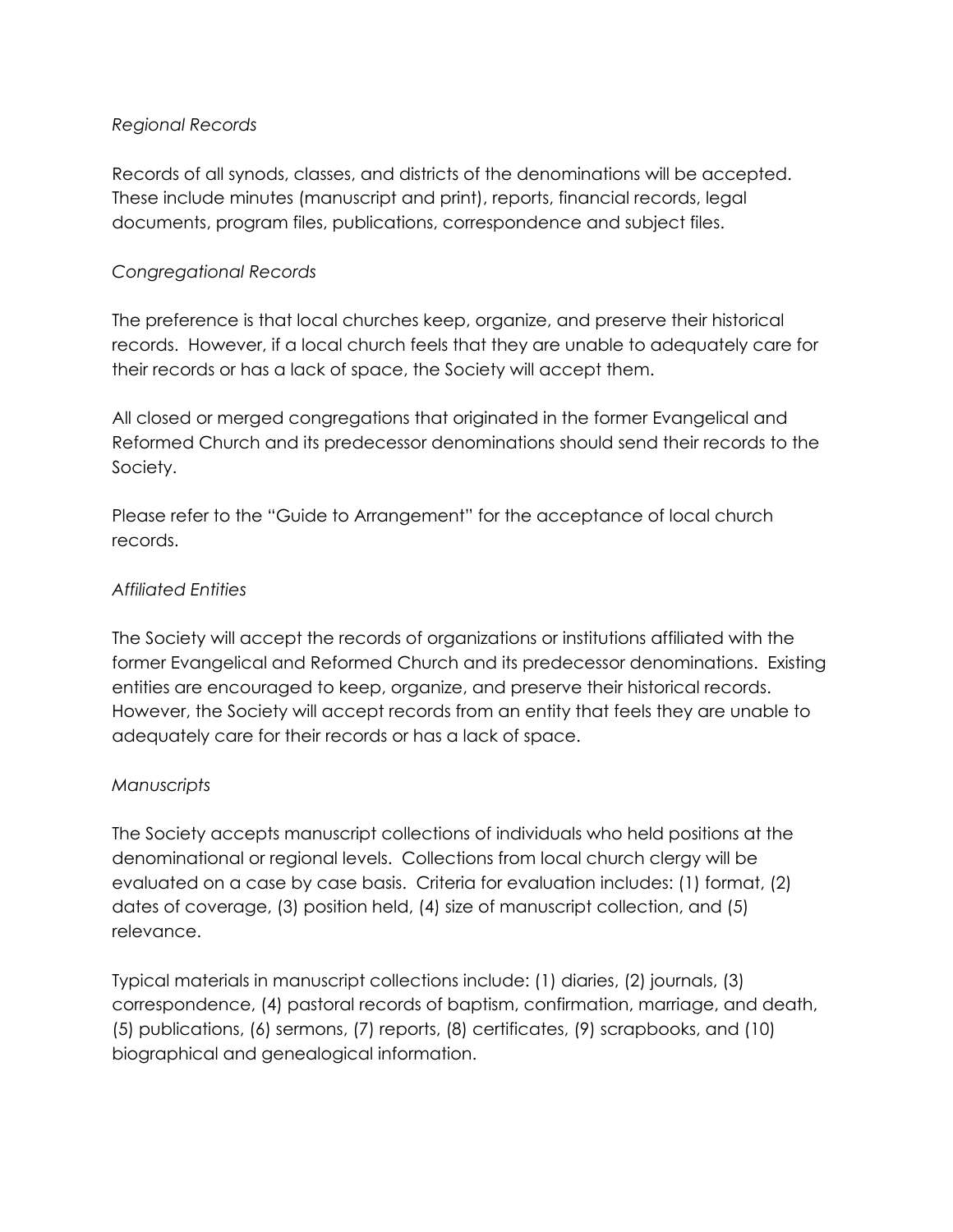*Regional Records*

Records of all synods, classes, and districts of the denominations will be accepted. These include minutes (manuscript and print), reports, financial records, legal documents, program files, publications, correspondence and subject files.

*Congregational Records*

The preference is that local churches keep, organize, and preserve their historical records. However, if a local church feels that they are unable to adequately care for their records or has a lack of space, the Society will accept them.

All closed or merged congregations that originated in the former Evangelical and Reformed Church and its predecessor denominations should send their records to the Society.

Please refer to the "Guide to Arrangement" for the acceptance of local church records.

*Affiliated Entities*

The Society will accept the records of organizations or institutions affiliated with the former Evangelical and Reformed Church and its predecessor denominations. Existing entities are encouraged to keep, organize, and preserve their historical records. However, the Society will accept records from an entity that feels they are unable to adequately care for their records or has a lack of space.

*Manuscripts*

The Society accepts manuscript collections of individuals who held positions at the denominational or regional levels. Collections from local church clergy will be evaluated on a case by case basis. Criteria for evaluation includes: (1) format, (2) dates of coverage, (3) position held, (4) size of manuscript collection, and (5) relevance.

Typical materials in manuscript collections include: (1) diaries, (2) journals, (3) correspondence, (4) pastoral records of baptism, confirmation, marriage, and death, (5) publications, (6) sermons, (7) reports, (8) certificates, (9) scrapbooks, and (10) biographical and genealogical information.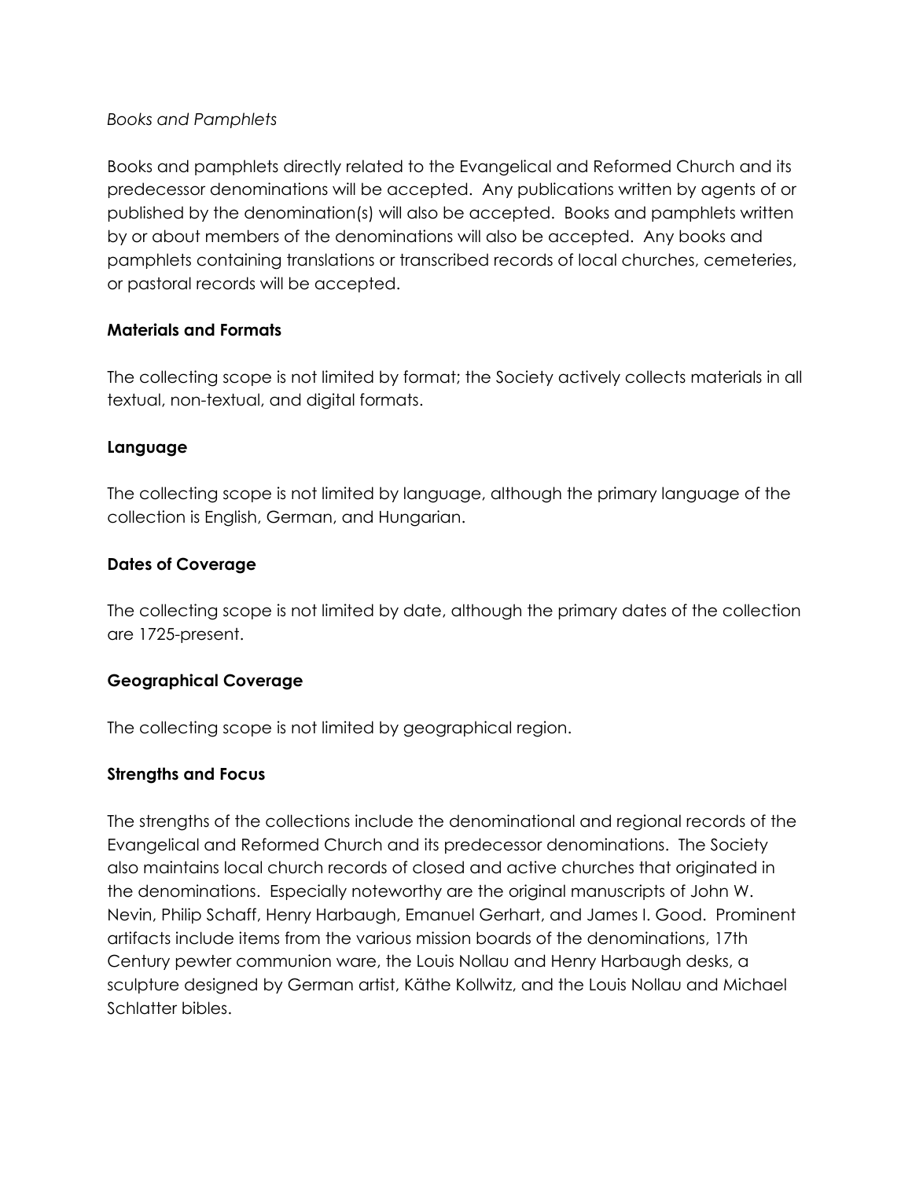*Books and Pamphlets*

Books and pamphlets directly related to the Evangelical and Reformed Church and its predecessor denominations will be accepted. Any publications written by agents of or published by the denomination(s) will also be accepted. Books and pamphlets written by or about members of the denominations will also be accepted. Any books and pamphlets containing translations or transcribed records of local churches, cemeteries, or pastoral records will be accepted.

**Materials and Formats**

The collecting scope is not limited by format; the Society actively collects materials in all textual, non-textual, and digital formats.

**Language**

The collecting scope is not limited by language, although the primary language of the collection is English, German, and Hungarian.

**Dates of Coverage**

The collecting scope is not limited by date, although the primary dates of the collection are 1725-present.

**Geographical Coverage**

The collecting scope is not limited by geographical region.

**Strengths and Focus**

The strengths of the collections include the denominational and regional records of the Evangelical and Reformed Church and its predecessor denominations. The Society also maintains local church records of closed and active churches that originated in the denominations. Especially noteworthy are the original manuscripts of John W. Nevin, Philip Schaff, Henry Harbaugh, Emanuel Gerhart, and James I. Good. Prominent artifacts include items from the various mission boards of the denominations, 17th Century pewter communion ware, the Louis Nollau and Henry Harbaugh desks, a sculpture designed by German artist, Käthe Kollwitz, and the Louis Nollau and Michael Schlatter bibles.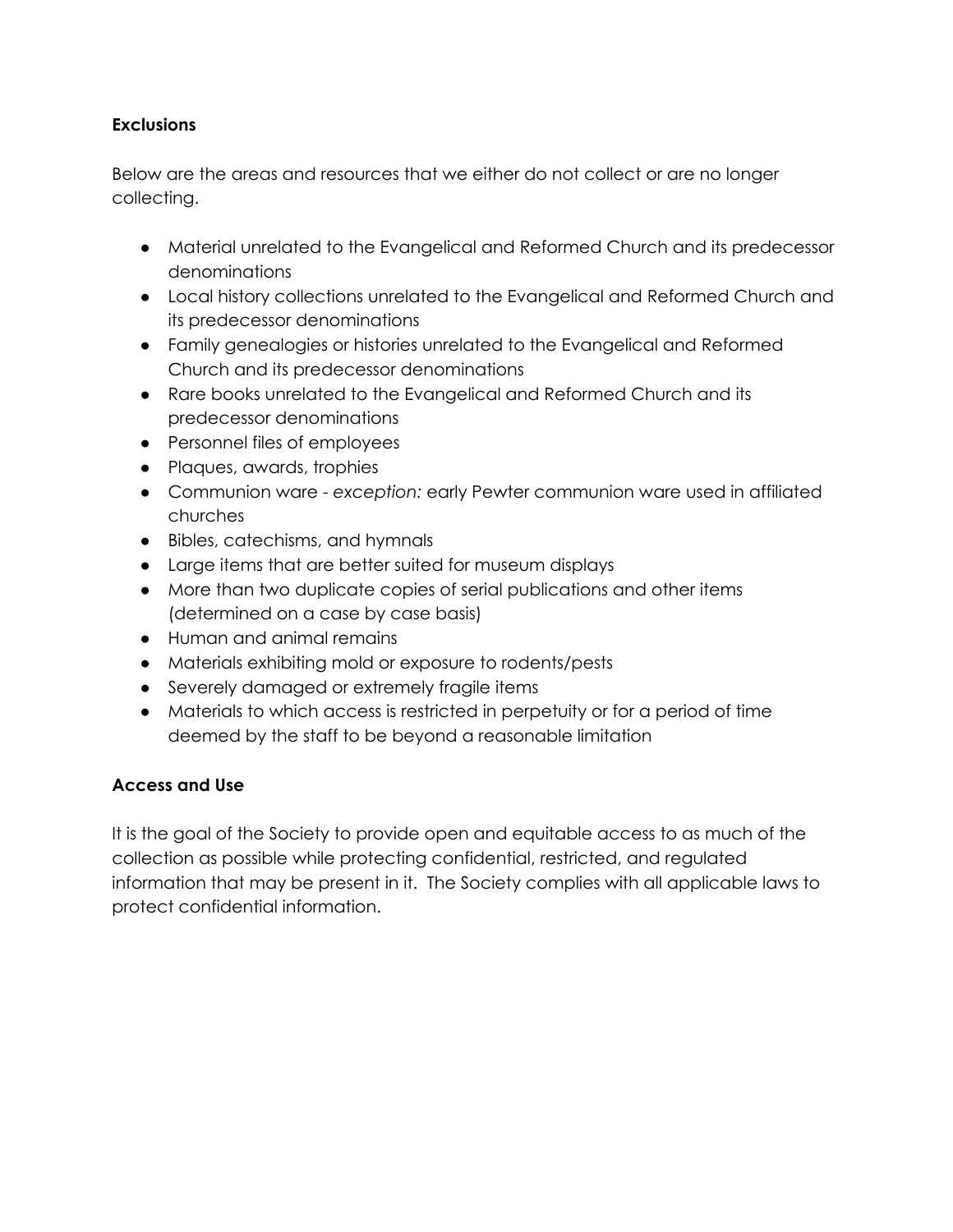**Exclusions**

Below are the areas and resources that we either do not collect or are no longer collecting.

- Material unrelated to the Evangelical and Reformed Church and its predecessor denominations
- Local history collections unrelated to the Evangelical and Reformed Church and its predecessor denominations
- Family genealogies or histories unrelated to the Evangelical and Reformed Church and its predecessor denominations
- Rare books unrelated to the Evangelical and Reformed Church and its predecessor denominations
- Personnel files of employees
- Plaques, awards, trophies
- Communion ware - *exception:* early Pewter communion ware used in affiliated churches
- Bibles, catechisms, and hymnals
- Large items that are better suited for museum displays
- More than two duplicate copies of serial publications and other items (determined on a case by case basis)
- Human and animal remains
- Materials exhibiting mold or exposure to rodents/pests
- Severely damaged or extremely fragile items
- Materials to which access is restricted in perpetuity or for a period of time deemed by the staff to be beyond a reasonable limitation

**Access and Use**

It is the goal of the Society to provide open and equitable access to as much of the collection as possible while protecting confidential, restricted, and regulated information that may be present in it. The Society complies with all applicable laws to protect confidential information.